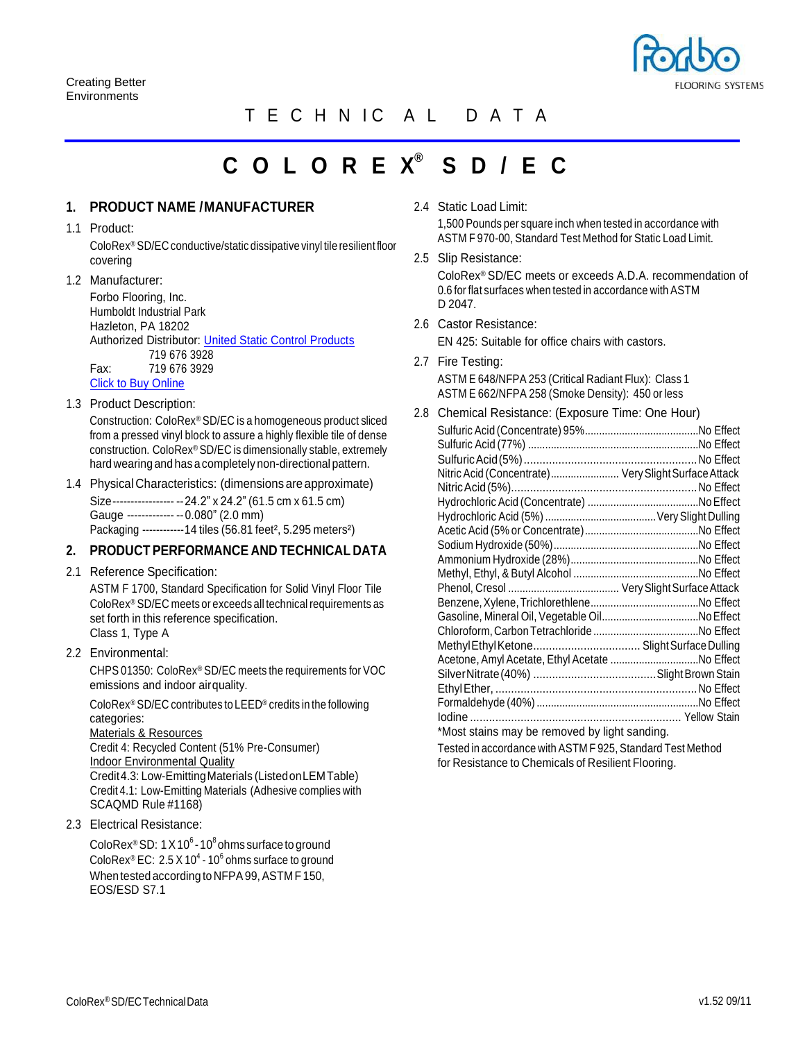Creating Better Environments

forbo FLOORING SYSTEMS

TECHNICAL DATA

# COLOREX® SD/EC

## 1. PRODUCT NAME /MANUFACTURER

1.1 Product:

ColoRex® SD/EC conductive/static dissipative vinyl tile resilient floor covering

1.2 Manufacturer:

Forbo Flooring, Inc.
Humboldt Industrial Park
Hazleton, PA 18202
Authorized Distributor: United Static Control Products
719 676 3928
Fax: 719 676 3929
Click to Buy Online

1.3 Product Description:

Construction: ColoRex® SD/EC is a homogeneous product sliced from a pressed vinyl block to assure a highly flexible tile of dense construction. ColoRex® SD/EC is dimensionally stable, extremely hard wearing and has a completely non-directional pattern.

1.4 Physical Characteristics: (dimensions are approximate)

Size------------------ --24.2" x 24.2" (61.5 cm x 61.5 cm)
Gauge -------------- --0.080" (2.0 mm)
Packaging ------------14 tiles (56.81 feet², 5.295 meters²)

## 2. PRODUCT PERFORMANCE AND TECHNICAL DATA

2.1 Reference Specification:

ASTM F 1700, Standard Specification for Solid Vinyl Floor Tile
ColoRex® SD/EC meets or exceeds all technical requirements as set forth in this reference specification.
Class 1, Type A

2.2 Environmental:

CHPS 01350: ColoRex® SD/EC meets the requirements for VOC emissions and indoor air quality.

ColoRex® SD/EC contributes to LEED® credits in the following categories:
Materials & Resources
Credit 4: Recycled Content (51% Pre-Consumer)
Indoor Environmental Quality
Credit 4.3: Low-Emitting Materials (Listed on LEM Table)
Credit 4.1: Low-Emitting Materials (Adhesive complies with SCAQMD Rule #1168)

2.3 Electrical Resistance:

ColoRex® SD: $1 \times 10^6$ - $10^8$ ohms surface to ground
ColoRex® EC: $2.5 \times 10^4$ - $10^6$ ohms surface to ground
When tested according to NFPA 99, ASTM F 150, EOS/ESD S7.1

2.4 Static Load Limit:

1,500 Pounds per square inch when tested in accordance with ASTM F 970-00, Standard Test Method for Static Load Limit.

2.5 Slip Resistance:

ColoRex® SD/EC meets or exceeds A.D.A. recommendation of 0.6 for flat surfaces when tested in accordance with ASTM D 2047.

2.6 Castor Resistance:

EN 425: Suitable for office chairs with castors.

2.7 Fire Testing:

ASTM E 648/NFPA 253 (Critical Radiant Flux): Class 1
ASTM E 662/NFPA 258 (Smoke Density): 450 or less

2.8 Chemical Resistance: (Exposure Time: One Hour)

| | |
|---|---|
| Sulfuric Acid (Concentrate) 95% | No Effect |
| Sulfuric Acid (77%) | No Effect |
| Sulfuric Acid (5%) | No Effect |
| Nitric Acid (Concentrate) | Very Slight Surface Attack |
| Nitric Acid (5%) | No Effect |
| Hydrochloric Acid (Concentrate) | No Effect |
| Hydrochloric Acid (5%) | Very Slight Dulling |
| Acetic Acid (5% or Concentrate) | No Effect |
| Sodium Hydroxide (50%) | No Effect |
| Ammonium Hydroxide (28%) | No Effect |
| Methyl, Ethyl, & Butyl Alcohol | No Effect |
| Phenol, Cresol | Very Slight Surface Attack |
| Benzene, Xylene, Trichlorethlene | No Effect |
| Gasoline, Mineral Oil, Vegetable Oil | No Effect |
| Chloroform, Carbon Tetrachloride | No Effect |
| Methyl Ethyl Ketone | Slight Surface Dulling |
| Acetone, Amyl Acetate, Ethyl Acetate | No Effect |
| Silver Nitrate (40%) | Slight Brown Stain |
| Ethyl Ether, | No Effect |
| Formaldehyde (40%) | No Effect |
| Iodine | Yellow Stain |

*Most stains may be removed by light sanding.

Tested in accordance with ASTM F 925, Standard Test Method for Resistance to Chemicals of Resilient Flooring.

ColoRex® SD/EC Technical Data v1.52 09/11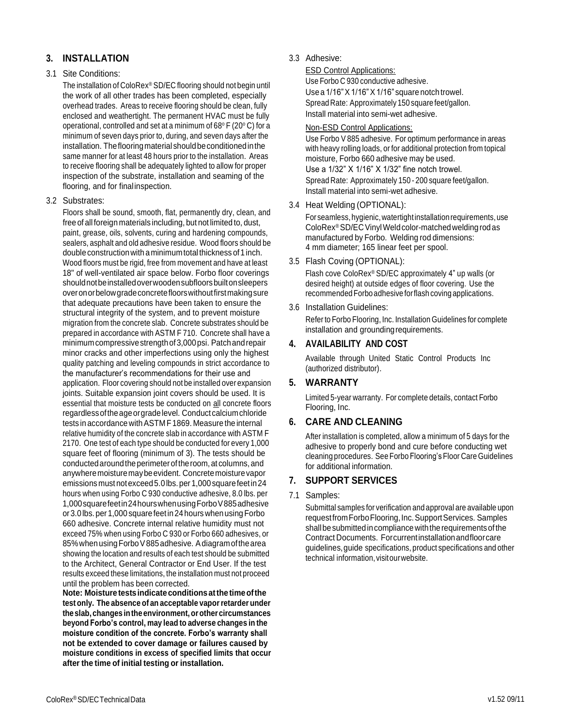## 3. INSTALLATION

### 3.1 Site Conditions:

The installation of ColoRex® SD/EC flooring should not begin until the work of all other trades has been completed, especially overhead trades. Areas to receive flooring should be clean, fully enclosed and weathertight. The permanent HVAC must be fully operational, controlled and set at a minimum of 68° F (20° C) for a minimum of seven days prior to, during, and seven days after the installation. The flooring material should be conditioned in the same manner for at least 48 hours prior to the installation. Areas to receive flooring shall be adequately lighted to allow for proper inspection of the substrate, installation and seaming of the flooring, and for final inspection.

### 3.2 Substrates:

Floors shall be sound, smooth, flat, permanently dry, clean, and free of all foreign materials including, but not limited to, dust, paint, grease, oils, solvents, curing and hardening compounds, sealers, asphalt and old adhesive residue. Wood floors should be double construction with a minimum total thickness of 1 inch. Wood floors must be rigid, free from movement and have at least 18" of well-ventilated air space below. Forbo floor coverings should not be installed over wooden subfloors built on sleepers over on or below grade concrete floors without first making sure that adequate precautions have been taken to ensure the structural integrity of the system, and to prevent moisture migration from the concrete slab. Concrete substrates should be prepared in accordance with ASTM F 710. Concrete shall have a minimum compressive strength of 3,000 psi. Patch and repair minor cracks and other imperfections using only the highest quality patching and leveling compounds in strict accordance to the manufacturer's recommendations for their use and application. Floor covering should not be installed over expansion joints. Suitable expansion joint covers should be used. It is essential that moisture tests be conducted on all concrete floors regardless of the age or grade level. Conduct calcium chloride tests in accordance with ASTM F 1869. Measure the internal relative humidity of the concrete slab in accordance with ASTM F 2170. One test of each type should be conducted for every 1,000 square feet of flooring (minimum of 3). The tests should be conducted around the perimeter of the room, at columns, and anywhere moisture may be evident. Concrete moisture vapor emissions must not exceed 5.0 lbs. per 1,000 square feet in 24 hours when using Forbo C 930 conductive adhesive, 8.0 lbs. per 1,000 square feet in 24 hours when using Forbo V 885 adhesive or 3.0 lbs. per 1,000 square feet in 24 hours when using Forbo 660 adhesive. Concrete internal relative humidity must not exceed 75% when using Forbo C 930 or Forbo 660 adhesives, or 85% when using Forbo V 885 adhesive. A diagram of the area showing the location and results of each test should be submitted to the Architect, General Contractor or End User. If the test results exceed these limitations, the installation must not proceed until the problem has been corrected.

**Note: Moisture tests indicate conditions at the time of the test only. The absence of an acceptable vapor retarder under the slab, changes in the environment, or other circumstances beyond Forbo's control, may lead to adverse changes in the moisture condition of the concrete. Forbo's warranty shall not be extended to cover damage or failures caused by moisture conditions in excess of specified limits that occur after the time of initial testing or installation.**

### 3.3 Adhesive:

ESD Control Applications:

Use Forbo C 930 conductive adhesive.
Use a 1/16" X 1/16" X 1/16" square notch trowel.
Spread Rate: Approximately 150 square feet/gallon.
Install material into semi-wet adhesive.

Non-ESD Control Applications:

Use Forbo V 885 adhesive. For optimum performance in areas with heavy rolling loads, or for additional protection from topical moisture, Forbo 660 adhesive may be used.
Use a 1/32" X 1/16" X 1/32" fine notch trowel.
Spread Rate: Approximately 150 - 200 square feet/gallon.
Install material into semi-wet adhesive.

### 3.4 Heat Welding (OPTIONAL):

For seamless, hygienic, watertight installation requirements, use ColoRex® SD/EC Vinyl Weld color-matched welding rod as manufactured by Forbo. Welding rod dimensions: 4 mm diameter; 165 linear feet per spool.

### 3.5 Flash Coving (OPTIONAL):

Flash cove ColoRex® SD/EC approximately 4" up walls (or desired height) at outside edges of floor covering. Use the recommended Forbo adhesive for flash coving applications.

### 3.6 Installation Guidelines:

Refer to Forbo Flooring, Inc. Installation Guidelines for complete installation and grounding requirements.

## 4. AVAILABILITY AND COST

Available through United Static Control Products Inc (authorized distributor).

## 5. WARRANTY

Limited 5-year warranty. For complete details, contact Forbo Flooring, Inc.

## 6. CARE AND CLEANING

After installation is completed, allow a minimum of 5 days for the adhesive to properly bond and cure before conducting wet cleaning procedures. See Forbo Flooring's Floor Care Guidelines for additional information.

## 7. SUPPORT SERVICES

### 7.1 Samples:

Submittal samples for verification and approval are available upon request from Forbo Flooring, Inc. Support Services. Samples shall be submitted in compliance with the requirements of the Contract Documents. For current installation and floor care guidelines, guide specifications, product specifications and other technical information, visit our website.